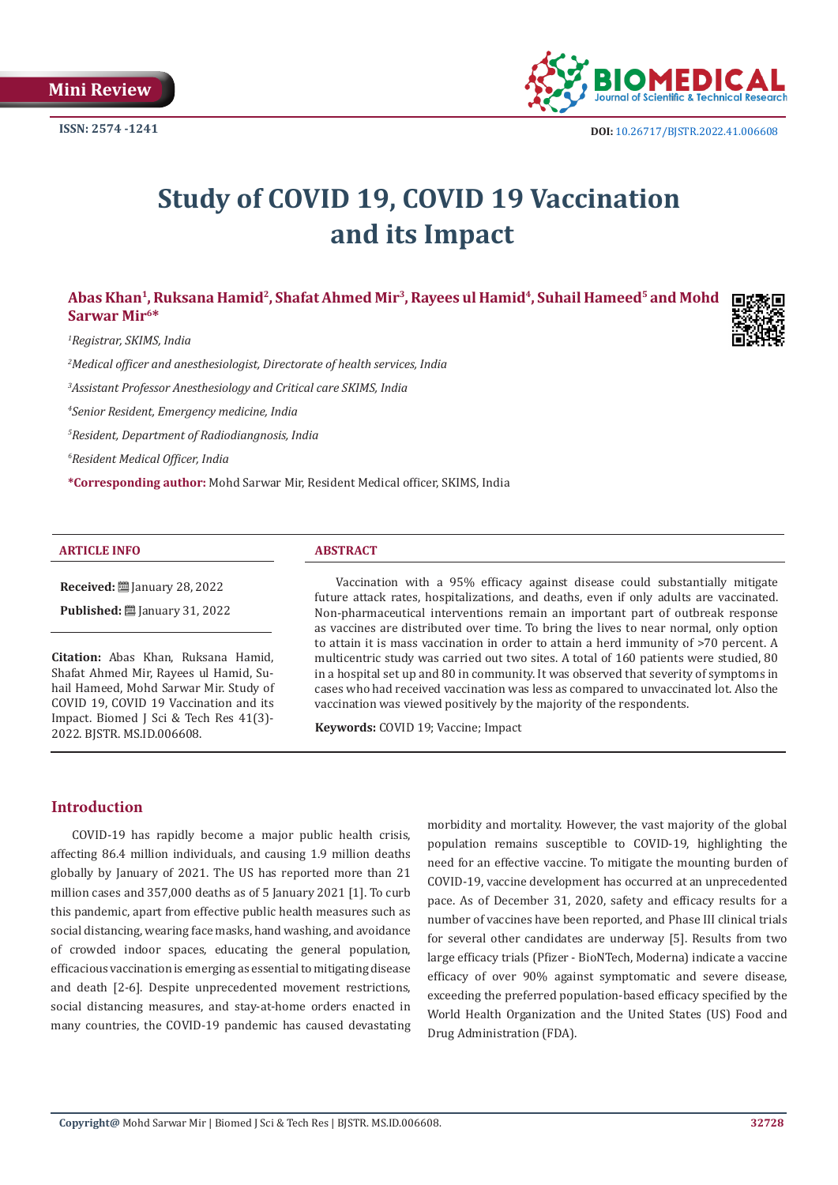Mini Review

ISSN: 2574 -1241

DOI: 10.26717/BJSTR.2022.41.006608

# Study of COVID 19, COVID 19 Vaccination and its Impact

**Abas Khan[1], Ruksana Hamid[2], Shafat Ahmed Mir[3], Rayees ul Hamid[4], Suhail Hameed[5] and Mohd Sarwar Mir[6]\***

[1]*Registrar, SKIMS, India*

[2]*Medical officer and anesthesiologist, Directorate of health services, India*

[3]*Assistant Professor Anesthesiology and Critical care SKIMS, India*

[4]*Senior Resident, Emergency medicine, India*

[5]*Resident, Department of Radiodiangnosis, India*

[6]*Resident Medical Officer, India*

**\*Corresponding author:** Mohd Sarwar Mir, Resident Medical officer, SKIMS, India

## ARTICLE INFO

**Received:** January 28, 2022

**Published:** January 31, 2022

**Citation:** Abas Khan, Ruksana Hamid, Shafat Ahmed Mir, Rayees ul Hamid, Suhail Hameed, Mohd Sarwar Mir. Study of COVID 19, COVID 19 Vaccination and its Impact. Biomed J Sci & Tech Res 41(3)-2022. BJSTR. MS.ID.006608.

## ABSTRACT

Vaccination with a 95% efficacy against disease could substantially mitigate future attack rates, hospitalizations, and deaths, even if only adults are vaccinated. Non-pharmaceutical interventions remain an important part of outbreak response as vaccines are distributed over time. To bring the lives to near normal, only option to attain it is mass vaccination in order to attain a herd immunity of >70 percent. A multicentric study was carried out two sites. A total of 160 patients were studied, 80 in a hospital set up and 80 in community. It was observed that severity of symptoms in cases who had received vaccination was less as compared to unvaccinated lot. Also the vaccination was viewed positively by the majority of the respondents.

**Keywords:** COVID 19; Vaccine; Impact

## Introduction

COVID-19 has rapidly become a major public health crisis, affecting 86.4 million individuals, and causing 1.9 million deaths globally by January of 2021. The US has reported more than 21 million cases and 357,000 deaths as of 5 January 2021 [1]. To curb this pandemic, apart from effective public health measures such as social distancing, wearing face masks, hand washing, and avoidance of crowded indoor spaces, educating the general population, efficacious vaccination is emerging as essential to mitigating disease and death [2-6]. Despite unprecedented movement restrictions, social distancing measures, and stay-at-home orders enacted in many countries, the COVID-19 pandemic has caused devastating morbidity and mortality. However, the vast majority of the global population remains susceptible to COVID-19, highlighting the need for an effective vaccine. To mitigate the mounting burden of COVID-19, vaccine development has occurred at an unprecedented pace. As of December 31, 2020, safety and efficacy results for a number of vaccines have been reported, and Phase III clinical trials for several other candidates are underway [5]. Results from two large efficacy trials (Pfizer - BioNTech, Moderna) indicate a vaccine efficacy of over 90% against symptomatic and severe disease, exceeding the preferred population-based efficacy specified by the World Health Organization and the United States (US) Food and Drug Administration (FDA).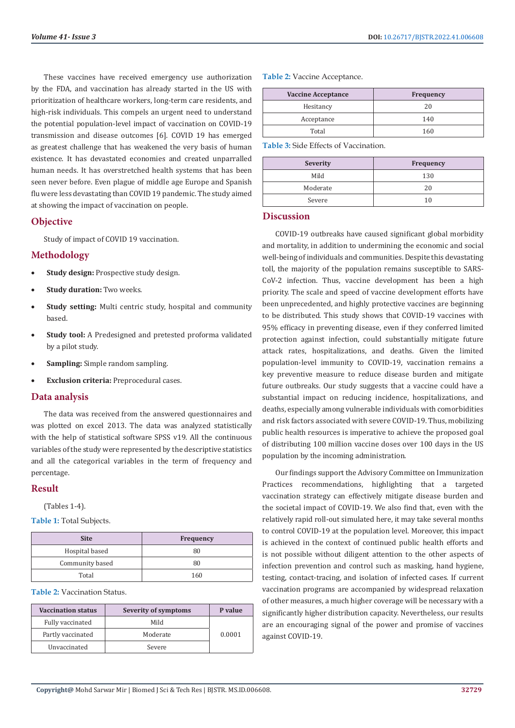These vaccines have received emergency use authorization by the FDA, and vaccination has already started in the US with prioritization of healthcare workers, long-term care residents, and high-risk individuals. This compels an urgent need to understand the potential population-level impact of vaccination on COVID-19 transmission and disease outcomes [6]. COVID 19 has emerged as greatest challenge that has weakened the very basis of human existence. It has devastated economies and created unparralled human needs. It has overstretched health systems that has been seen never before. Even plague of middle age Europe and Spanish flu were less devastating than COVID 19 pandemic. The study aimed at showing the impact of vaccination on people.

## Objective

Study of impact of COVID 19 vaccination.

## Methodology

- **Study design:** Prospective study design.
- **Study duration:** Two weeks.
- **Study setting:** Multi centric study, hospital and community based.
- **Study tool:** A Predesigned and pretested proforma validated by a pilot study.
- **Sampling:** Simple random sampling.
- **Exclusion criteria:** Preprocedural cases.

## Data analysis

The data was received from the answered questionnaires and was plotted on excel 2013. The data was analyzed statistically with the help of statistical software SPSS v19. All the continuous variables of the study were represented by the descriptive statistics and all the categorical variables in the term of frequency and percentage.

## Result

(Tables 1-4).

**Table 1:** Total Subjects.

| Site | Frequency |
|---|---|
| Hospital based | 80 |
| Community based | 80 |
| Total | 160 |

**Table 2:** Vaccination Status.

| Vaccination status | Severity of symptoms | P value |
|---|---|---|
| Fully vaccinated | Mild | 0.0001 |
| Partly vaccinated | Moderate | |
| Unvaccinated | Severe | |

**Table 2:** Vaccine Acceptance.

| Vaccine Acceptance | Frequency |
|---|---|
| Hesitancy | 20 |
| Acceptance | 140 |
| Total | 160 |

**Table 3:** Side Effects of Vaccination.

| Severity | Frequency |
|---|---|
| Mild | 130 |
| Moderate | 20 |
| Severe | 10 |

## Discussion

COVID-19 outbreaks have caused significant global morbidity and mortality, in addition to undermining the economic and social well-being of individuals and communities. Despite this devastating toll, the majority of the population remains susceptible to SARS-CoV-2 infection. Thus, vaccine development has been a high priority. The scale and speed of vaccine development efforts have been unprecedented, and highly protective vaccines are beginning to be distributed. This study shows that COVID-19 vaccines with 95% efficacy in preventing disease, even if they conferred limited protection against infection, could substantially mitigate future attack rates, hospitalizations, and deaths. Given the limited population-level immunity to COVID-19, vaccination remains a key preventive measure to reduce disease burden and mitigate future outbreaks. Our study suggests that a vaccine could have a substantial impact on reducing incidence, hospitalizations, and deaths, especially among vulnerable individuals with comorbidities and risk factors associated with severe COVID-19. Thus, mobilizing public health resources is imperative to achieve the proposed goal of distributing 100 million vaccine doses over 100 days in the US population by the incoming administration.

Our findings support the Advisory Committee on Immunization Practices recommendations, highlighting that a targeted vaccination strategy can effectively mitigate disease burden and the societal impact of COVID-19. We also find that, even with the relatively rapid roll-out simulated here, it may take several months to control COVID-19 at the population level. Moreover, this impact is achieved in the context of continued public health efforts and is not possible without diligent attention to the other aspects of infection prevention and control such as masking, hand hygiene, testing, contact-tracing, and isolation of infected cases. If current vaccination programs are accompanied by widespread relaxation of other measures, a much higher coverage will be necessary with a significantly higher distribution capacity. Nevertheless, our results are an encouraging signal of the power and promise of vaccines against COVID-19.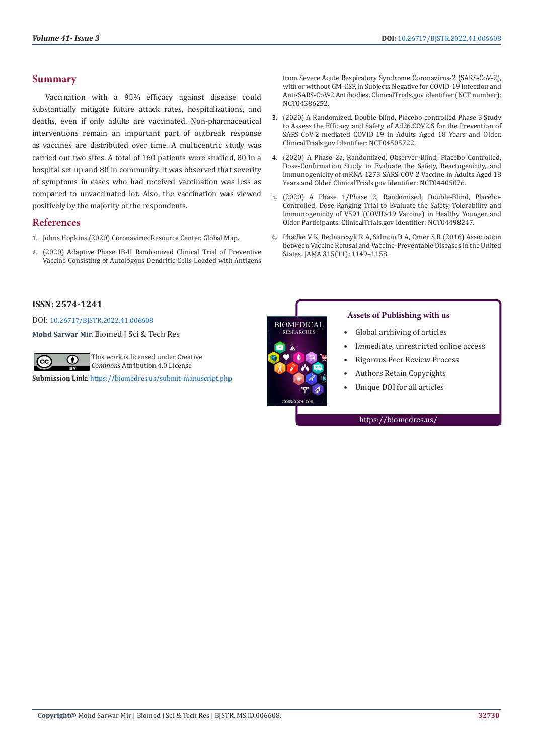## Summary

Vaccination with a 95% efficacy against disease could substantially mitigate future attack rates, hospitalizations, and deaths, even if only adults are vaccinated. Non-pharmaceutical interventions remain an important part of outbreak response as vaccines are distributed over time. A multicentric study was carried out two sites. A total of 160 patients were studied, 80 in a hospital set up and 80 in community. It was observed that severity of symptoms in cases who had received vaccination was less as compared to unvaccinated lot. Also, the vaccination was viewed positively by the majority of the respondents.

## References

1. Johns Hopkins (2020) Coronavirus Resource Center. Global Map.
2. (2020) Adaptive Phase IB-II Randomized Clinical Trial of Preventive Vaccine Consisting of Autologous Dendritic Cells Loaded with Antigens from Severe Acute Respiratory Syndrome Coronavirus-2 (SARS-CoV-2), with or without GM-CSF, in Subjects Negative for COVID-19 Infection and Anti-SARS-CoV-2 Antibodies. ClinicalTrials.gov identifier (NCT number): NCT04386252.
3. (2020) A Randomized, Double-blind, Placebo-controlled Phase 3 Study to Assess the Efficacy and Safety of Ad26.COV2.S for the Prevention of SARS-CoV-2-mediated COVID-19 in Adults Aged 18 Years and Older. ClinicalTrials.gov Identifier: NCT04505722.
4. (2020) A Phase 2a, Randomized, Observer-Blind, Placebo Controlled, Dose-Confirmation Study to Evaluate the Safety, Reactogenicity, and Immunogenicity of mRNA-1273 SARS-COV-2 Vaccine in Adults Aged 18 Years and Older. ClinicalTrials.gov Identifier: NCT04405076.
5. (2020) A Phase 1/Phase 2, Randomized, Double-Blind, Placebo-Controlled, Dose-Ranging Trial to Evaluate the Safety, Tolerability and Immunogenicity of V591 (COVID-19 Vaccine) in Healthy Younger and Older Participants. ClinicalTrials.gov Identifier: NCT04498247.
6. Phadke V K, Bednarczyk R A, Salmon D A, Omer S B (2016) Association between Vaccine Refusal and Vaccine-Preventable Diseases in the United States. JAMA 315(11): 1149–1158.

**ISSN: 2574-1241**

DOI: 10.26717/BJSTR.2022.41.006608

**Mohd Sarwar Mir**. Biomed J Sci & Tech Res

This work is licensed under Creative *Commons* Attribution 4.0 License

**Submission Link**: https://biomedres.us/submit-manuscript.php

**Assets of Publishing with us**

- Global archiving of articles
- Immediate, unrestricted online access
- Rigorous Peer Review Process
- Authors Retain Copyrights
- Unique DOI for all articles

https://biomedres.us/